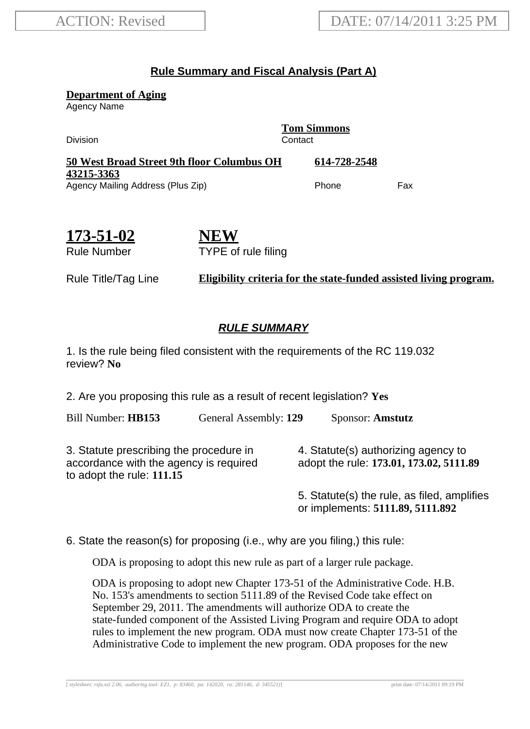ACTION: Revised

DATE: 07/14/2011 3:25 PM

## **Rule Summary and Fiscal Analysis (Part A)**

**Department of Aging**
Agency Name

Division

**Tom Simmons**
Contact

**50 West Broad Street 9th floor Columbus OH 43215-3363**
Agency Mailing Address (Plus Zip)

**614-728-2548**
Phone

Fax

**173-51-02**
Rule Number

**NEW**
TYPE of rule filing

Rule Title/Tag Line **Eligibility criteria for the state-funded assisted living program.**

### ***RULE SUMMARY***

1. Is the rule being filed consistent with the requirements of the RC 119.032 review? **No**

2. Are you proposing this rule as a result of recent legislation? **Yes**

Bill Number: **HB153** General Assembly: **129** Sponsor: **Amstutz**

3. Statute prescribing the procedure in accordance with the agency is required to adopt the rule: **111.15**

4. Statute(s) authorizing agency to adopt the rule: **173.01, 173.02, 5111.89**

5. Statute(s) the rule, as filed, amplifies or implements: **5111.89, 5111.892**

6. State the reason(s) for proposing (i.e., why are you filing,) this rule:

ODA is proposing to adopt this new rule as part of a larger rule package.

ODA is proposing to adopt new Chapter 173-51 of the Administrative Code. H.B. No. 153's amendments to section 5111.89 of the Revised Code take effect on September 29, 2011. The amendments will authorize ODA to create the state-funded component of the Assisted Living Program and require ODA to adopt rules to implement the new program. ODA must now create Chapter 173-51 of the Administrative Code to implement the new program. ODA proposes for the new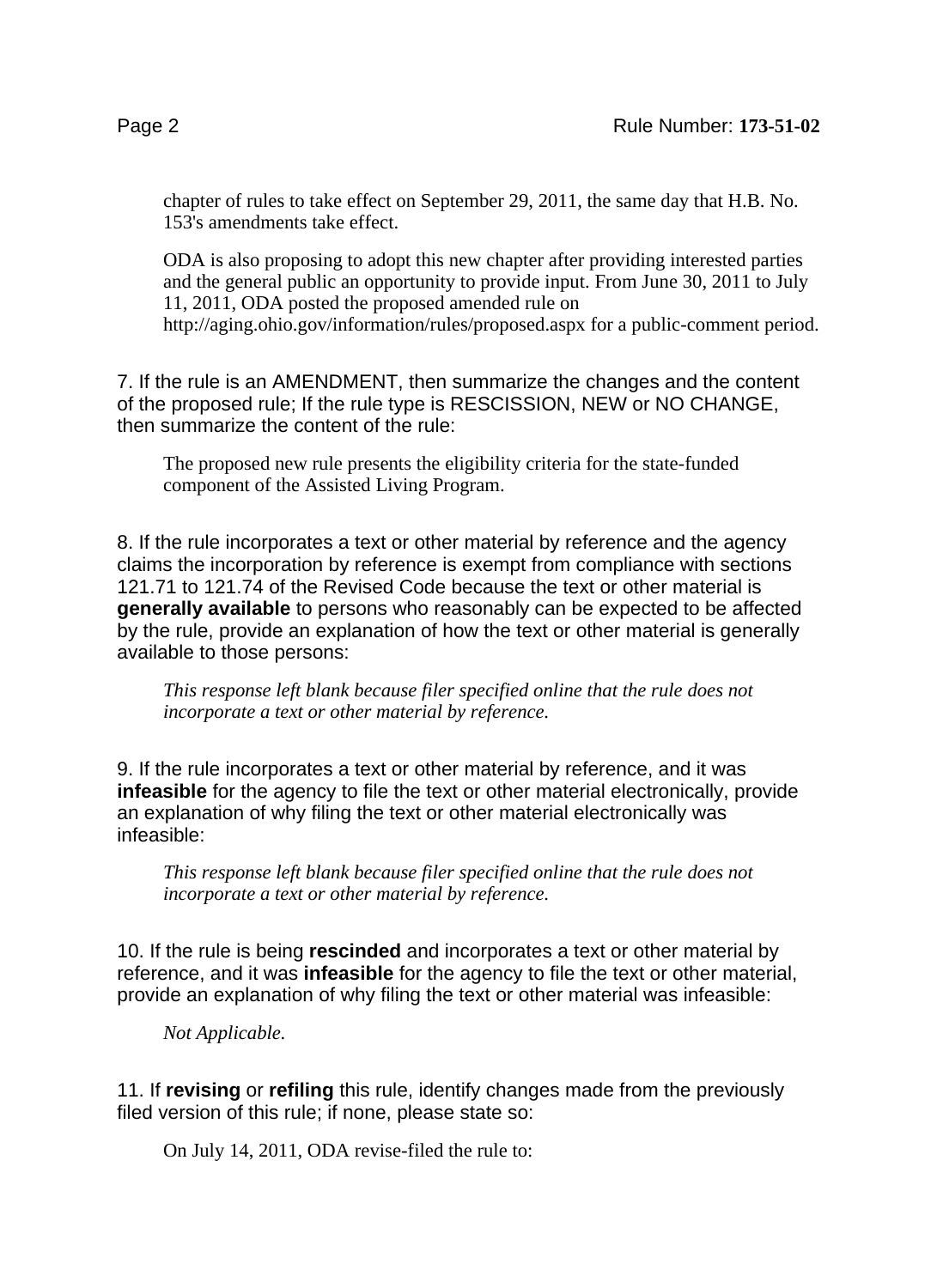chapter of rules to take effect on September 29, 2011, the same day that H.B. No. 153's amendments take effect.

ODA is also proposing to adopt this new chapter after providing interested parties and the general public an opportunity to provide input. From June 30, 2011 to July 11, 2011, ODA posted the proposed amended rule on http://aging.ohio.gov/information/rules/proposed.aspx for a public-comment period.

7. If the rule is an AMENDMENT, then summarize the changes and the content of the proposed rule; If the rule type is RESCISSION, NEW or NO CHANGE, then summarize the content of the rule:

The proposed new rule presents the eligibility criteria for the state-funded component of the Assisted Living Program.

8. If the rule incorporates a text or other material by reference and the agency claims the incorporation by reference is exempt from compliance with sections 121.71 to 121.74 of the Revised Code because the text or other material is **generally available** to persons who reasonably can be expected to be affected by the rule, provide an explanation of how the text or other material is generally available to those persons:

*This response left blank because filer specified online that the rule does not incorporate a text or other material by reference.*

9. If the rule incorporates a text or other material by reference, and it was **infeasible** for the agency to file the text or other material electronically, provide an explanation of why filing the text or other material electronically was infeasible:

*This response left blank because filer specified online that the rule does not incorporate a text or other material by reference.*

10. If the rule is being **rescinded** and incorporates a text or other material by reference, and it was **infeasible** for the agency to file the text or other material, provide an explanation of why filing the text or other material was infeasible:

*Not Applicable.*

11. If **revising** or **refiling** this rule, identify changes made from the previously filed version of this rule; if none, please state so:

On July 14, 2011, ODA revise-filed the rule to: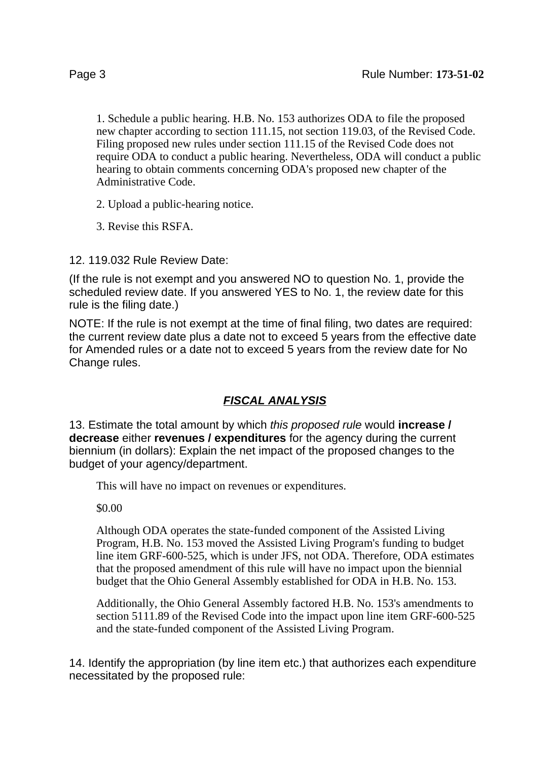1. Schedule a public hearing. H.B. No. 153 authorizes ODA to file the proposed new chapter according to section 111.15, not section 119.03, of the Revised Code. Filing proposed new rules under section 111.15 of the Revised Code does not require ODA to conduct a public hearing. Nevertheless, ODA will conduct a public hearing to obtain comments concerning ODA's proposed new chapter of the Administrative Code.

2. Upload a public-hearing notice.

3. Revise this RSFA.

12. 119.032 Rule Review Date:

(If the rule is not exempt and you answered NO to question No. 1, provide the scheduled review date. If you answered YES to No. 1, the review date for this rule is the filing date.)

NOTE: If the rule is not exempt at the time of final filing, two dates are required: the current review date plus a date not to exceed 5 years from the effective date for Amended rules or a date not to exceed 5 years from the review date for No Change rules.

## ***FISCAL ANALYSIS***

13. Estimate the total amount by which *this proposed rule* would **increase / decrease** either **revenues / expenditures** for the agency during the current biennium (in dollars): Explain the net impact of the proposed changes to the budget of your agency/department.

This will have no impact on revenues or expenditures.

$0.00

Although ODA operates the state-funded component of the Assisted Living Program, H.B. No. 153 moved the Assisted Living Program's funding to budget line item GRF-600-525, which is under JFS, not ODA. Therefore, ODA estimates that the proposed amendment of this rule will have no impact upon the biennial budget that the Ohio General Assembly established for ODA in H.B. No. 153.

Additionally, the Ohio General Assembly factored H.B. No. 153's amendments to section 5111.89 of the Revised Code into the impact upon line item GRF-600-525 and the state-funded component of the Assisted Living Program.

14. Identify the appropriation (by line item etc.) that authorizes each expenditure necessitated by the proposed rule: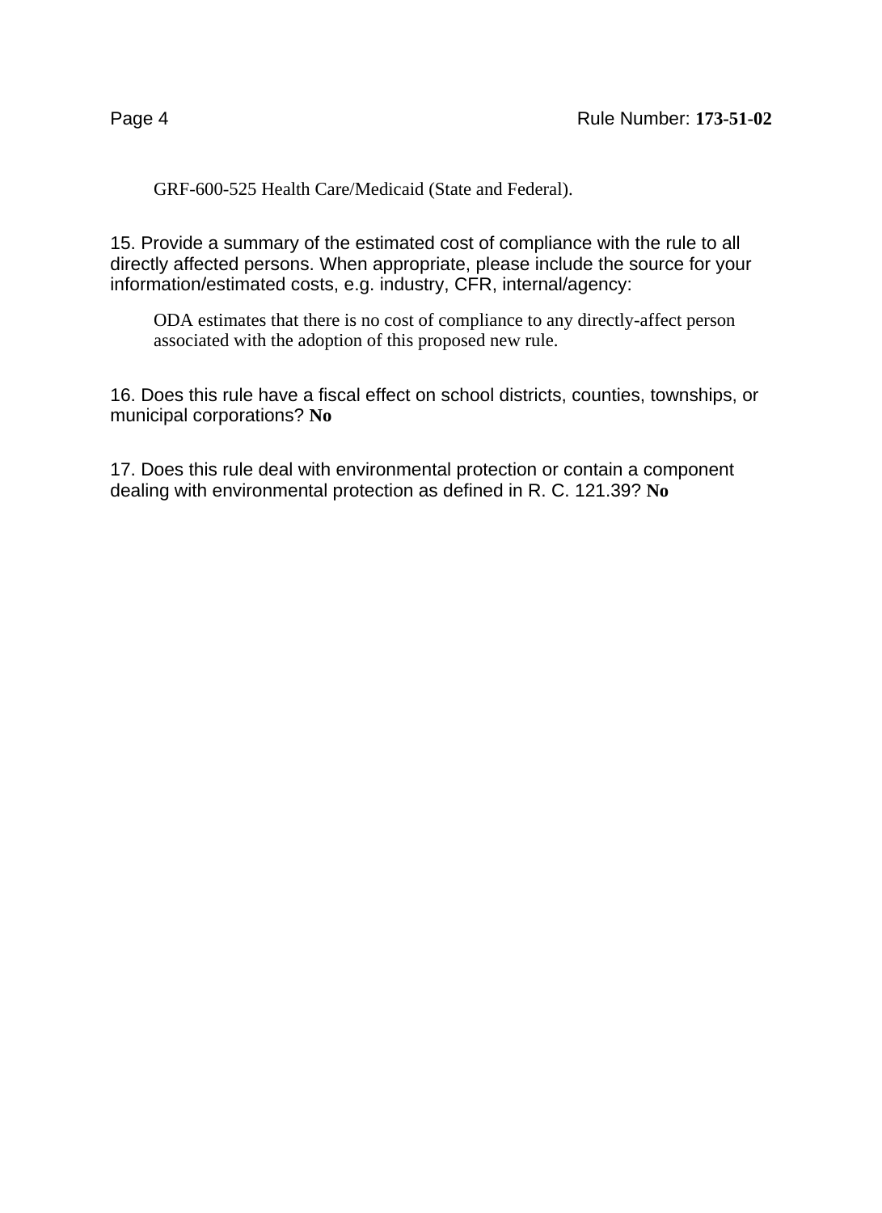GRF-600-525 Health Care/Medicaid (State and Federal).

15. Provide a summary of the estimated cost of compliance with the rule to all directly affected persons. When appropriate, please include the source for your information/estimated costs, e.g. industry, CFR, internal/agency:

ODA estimates that there is no cost of compliance to any directly-affect person associated with the adoption of this proposed new rule.

16. Does this rule have a fiscal effect on school districts, counties, townships, or municipal corporations? **No**

17. Does this rule deal with environmental protection or contain a component dealing with environmental protection as defined in R. C. 121.39? **No**